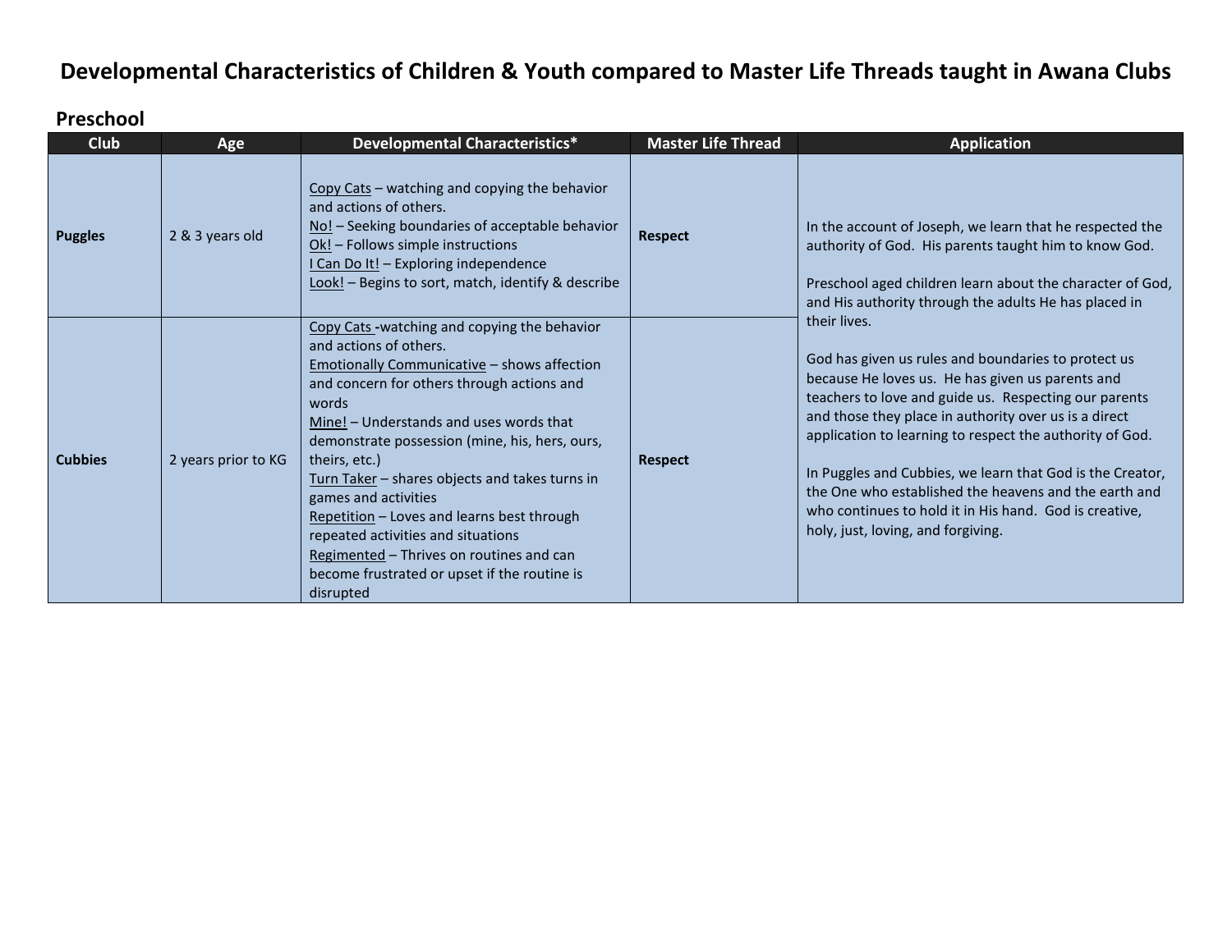# Developmental Characteristics of Children & Youth compared to Master Life Threads taught in Awana Clubs

## Preschool

| Club | Age | Developmental Characteristics* | Master Life Thread | Application |
|---|---|---|---|---|
| **Puggles** | 2 & 3 years old | Copy Cats – watching and copying the behavior and actions of others.<br>No! – Seeking boundaries of acceptable behavior<br>Ok! – Follows simple instructions<br>I Can Do It! – Exploring independence<br>Look! – Begins to sort, match, identify & describe | **Respect** | In the account of Joseph, we learn that he respected the authority of God. His parents taught him to know God.<br><br>Preschool aged children learn about the character of God, and His authority through the adults He has placed in their lives.<br><br>God has given us rules and boundaries to protect us because He loves us. He has given us parents and teachers to love and guide us. Respecting our parents and those they place in authority over us is a direct application to learning to respect the authority of God.<br><br>In Puggles and Cubbies, we learn that God is the Creator, the One who established the heavens and the earth and who continues to hold it in His hand. God is creative, holy, just, loving, and forgiving. |
| **Cubbies** | 2 years prior to KG | Copy Cats -watching and copying the behavior and actions of others.<br>Emotionally Communicative – shows affection and concern for others through actions and words<br>Mine! – Understands and uses words that demonstrate possession (mine, his, hers, ours, theirs, etc.)<br>Turn Taker – shares objects and takes turns in games and activities<br>Repetition – Loves and learns best through repeated activities and situations<br>Regimented – Thrives on routines and can become frustrated or upset if the routine is disrupted | **Respect** | |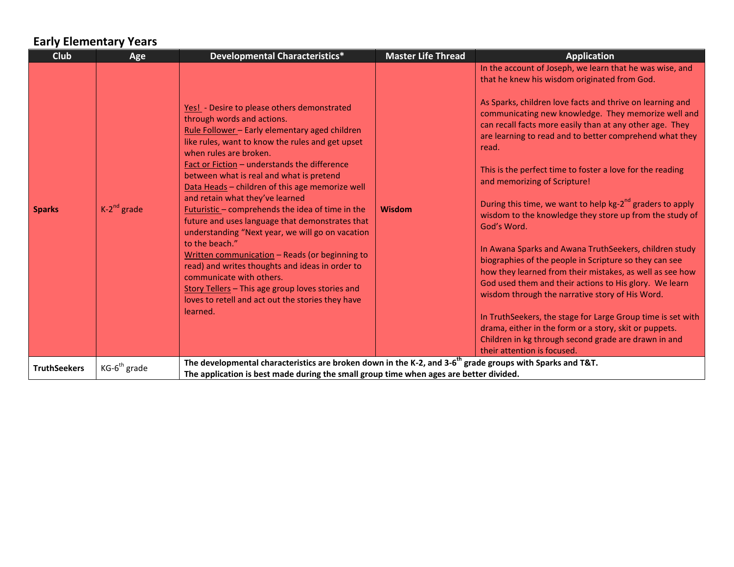## Early Elementary Years

| Club | Age | Developmental Characteristics* | Master Life Thread | Application |
|---|---|---|---|---|
| **Sparks** | K-2nd grade | Yes! - Desire to please others demonstrated through words and actions.<br>Rule Follower – Early elementary aged children like rules, want to know the rules and get upset when rules are broken.<br>Fact or Fiction – understands the difference between what is real and what is pretend<br>Data Heads – children of this age memorize well and retain what they've learned<br>Futuristic – comprehends the idea of time in the future and uses language that demonstrates that understanding "Next year, we will go on vacation to the beach."<br>Written communication – Reads (or beginning to read) and writes thoughts and ideas in order to communicate with others.<br>Story Tellers – This age group loves stories and loves to retell and act out the stories they have learned. | **Wisdom** | In the account of Joseph, we learn that he was wise, and that he knew his wisdom originated from God.<br><br>As Sparks, children love facts and thrive on learning and communicating new knowledge. They memorize well and can recall facts more easily than at any other age. They are learning to read and to better comprehend what they read.<br><br>This is the perfect time to foster a love for the reading and memorizing of Scripture!<br><br>During this time, we want to help kg-2nd graders to apply wisdom to the knowledge they store up from the study of God's Word.<br><br>In Awana Sparks and Awana TruthSeekers, children study biographies of the people in Scripture so they can see how they learned from their mistakes, as well as see how God used them and their actions to His glory. We learn wisdom through the narrative story of His Word.<br><br>In TruthSeekers, the stage for Large Group time is set with drama, either in the form or a story, skit or puppets. Children in kg through second grade are drawn in and their attention is focused. |
| **TruthSeekers** | KG-6th grade | **The developmental characteristics are broken down in the K-2, and 3-6th grade groups with Sparks and T&T.<br>The application is best made during the small group time when ages are better divided.** | | |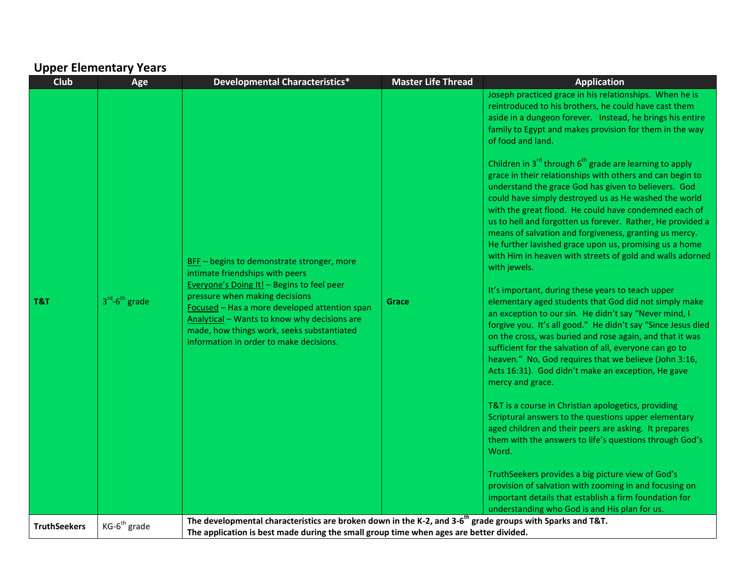## Upper Elementary Years

| Club | Age | Developmental Characteristics* | Master Life Thread | Application |
|---|---|---|---|---|
| **T&T** | 3rd-6th grade | <u>BFF</u> – begins to demonstrate stronger, more intimate friendships with peers<br><u>Everyone's Doing It!</u> – Begins to feel peer pressure when making decisions<br><u>Focused</u> – Has a more developed attention span<br><u>Analytical</u> – Wants to know why decisions are made, how things work, seeks substantiated information in order to make decisions. | **Grace** | Joseph practiced grace in his relationships. When he is reintroduced to his brothers, he could have cast them aside in a dungeon forever. Instead, he brings his entire family to Egypt and makes provision for them in the way of food and land.<br><br>Children in 3rd through 6th grade are learning to apply grace in their relationships with others and can begin to understand the grace God has given to believers. God could have simply destroyed us as He washed the world with the great flood. He could have condemned each of us to hell and forgotten us forever. Rather, He provided a means of salvation and forgiveness, granting us mercy. He further lavished grace upon us, promising us a home with Him in heaven with streets of gold and walls adorned with jewels.<br><br>It's important, during these years to teach upper elementary aged students that God did not simply make an exception to our sin. He didn't say "Never mind, I forgive you. It's all good." He didn't say "Since Jesus died on the cross, was buried and rose again, and that it was sufficient for the salvation of all, everyone can go to heaven." No, God requires that we believe (John 3:16, Acts 16:31). God didn't make an exception, He gave mercy and grace.<br><br>T&T is a course in Christian apologetics, providing Scriptural answers to the questions upper elementary aged children and their peers are asking. It prepares them with the answers to life's questions through God's Word.<br><br>TruthSeekers provides a big picture view of God's provision of salvation with zooming in and focusing on important details that establish a firm foundation for understanding who God is and His plan for us. |
| **TruthSeekers** | KG-6th grade | **The developmental characteristics are broken down in the K-2, and 3-6th grade groups with Sparks and T&T.**<br>**The application is best made during the small group time when ages are better divided.** | | |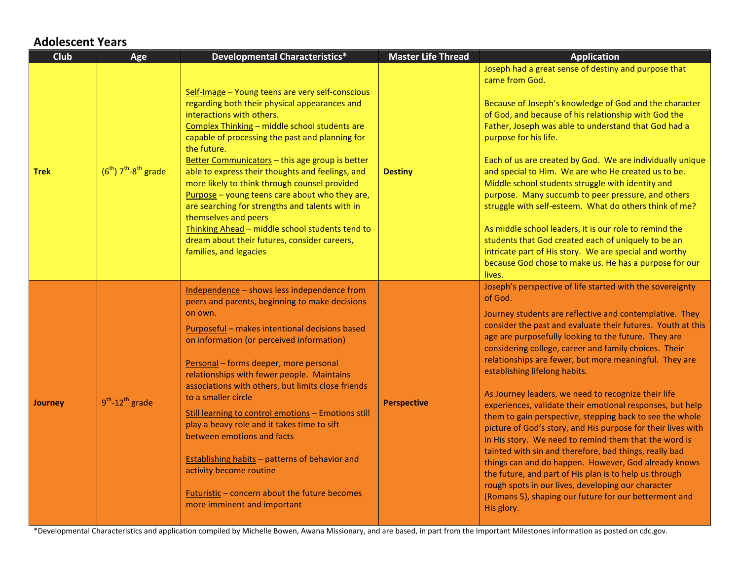## Adolescent Years

| Club | Age | Developmental Characteristics* | Master Life Thread | Application |
|---|---|---|---|---|
| **Trek** | (6th) 7th-8th grade | Self-Image – Young teens are very self-conscious regarding both their physical appearances and interactions with others.<br>Complex Thinking – middle school students are capable of processing the past and planning for the future.<br>Better Communicators – this age group is better able to express their thoughts and feelings, and more likely to think through counsel provided<br>Purpose – young teens care about who they are, are searching for strengths and talents with in themselves and peers<br>Thinking Ahead – middle school students tend to dream about their futures, consider careers, families, and legacies | **Destiny** | Joseph had a great sense of destiny and purpose that came from God.<br><br>Because of Joseph's knowledge of God and the character of God, and because of his relationship with God the Father, Joseph was able to understand that God had a purpose for his life.<br><br>Each of us are created by God. We are individually unique and special to Him. We are who He created us to be. Middle school students struggle with identity and purpose. Many succumb to peer pressure, and others struggle with self-esteem. What do others think of me?<br><br>As middle school leaders, it is our role to remind the students that God created each of uniquely to be an intricate part of His story. We are special and worthy because God chose to make us. He has a purpose for our lives. |
| **Journey** | 9th-12th grade | Independence – shows less independence from peers and parents, beginning to make decisions on own.<br><br>Purposeful – makes intentional decisions based on information (or perceived information)<br><br>Personal – forms deeper, more personal relationships with fewer people. Maintains associations with others, but limits close friends to a smaller circle<br><br>Still learning to control emotions – Emotions still play a heavy role and it takes time to sift between emotions and facts<br><br>Establishing habits – patterns of behavior and activity become routine<br><br>Futuristic – concern about the future becomes more imminent and important | **Perspective** | Joseph's perspective of life started with the sovereignty of God.<br><br>Journey students are reflective and contemplative. They consider the past and evaluate their futures. Youth at this age are purposefully looking to the future. They are considering college, career and family choices. Their relationships are fewer, but more meaningful. They are establishing lifelong habits.<br><br>As Journey leaders, we need to recognize their life experiences, validate their emotional responses, but help them to gain perspective, stepping back to see the whole picture of God's story, and His purpose for their lives with in His story. We need to remind them that the word is tainted with sin and therefore, bad things, really bad things can and do happen. However, God already knows the future, and part of His plan is to help us through rough spots in our lives, developing our character (Romans 5), shaping our future for our betterment and His glory. |

*Developmental Characteristics and application compiled by Michelle Bowen, Awana Missionary, and are based, in part from the Important Milestones information as posted on cdc.gov.